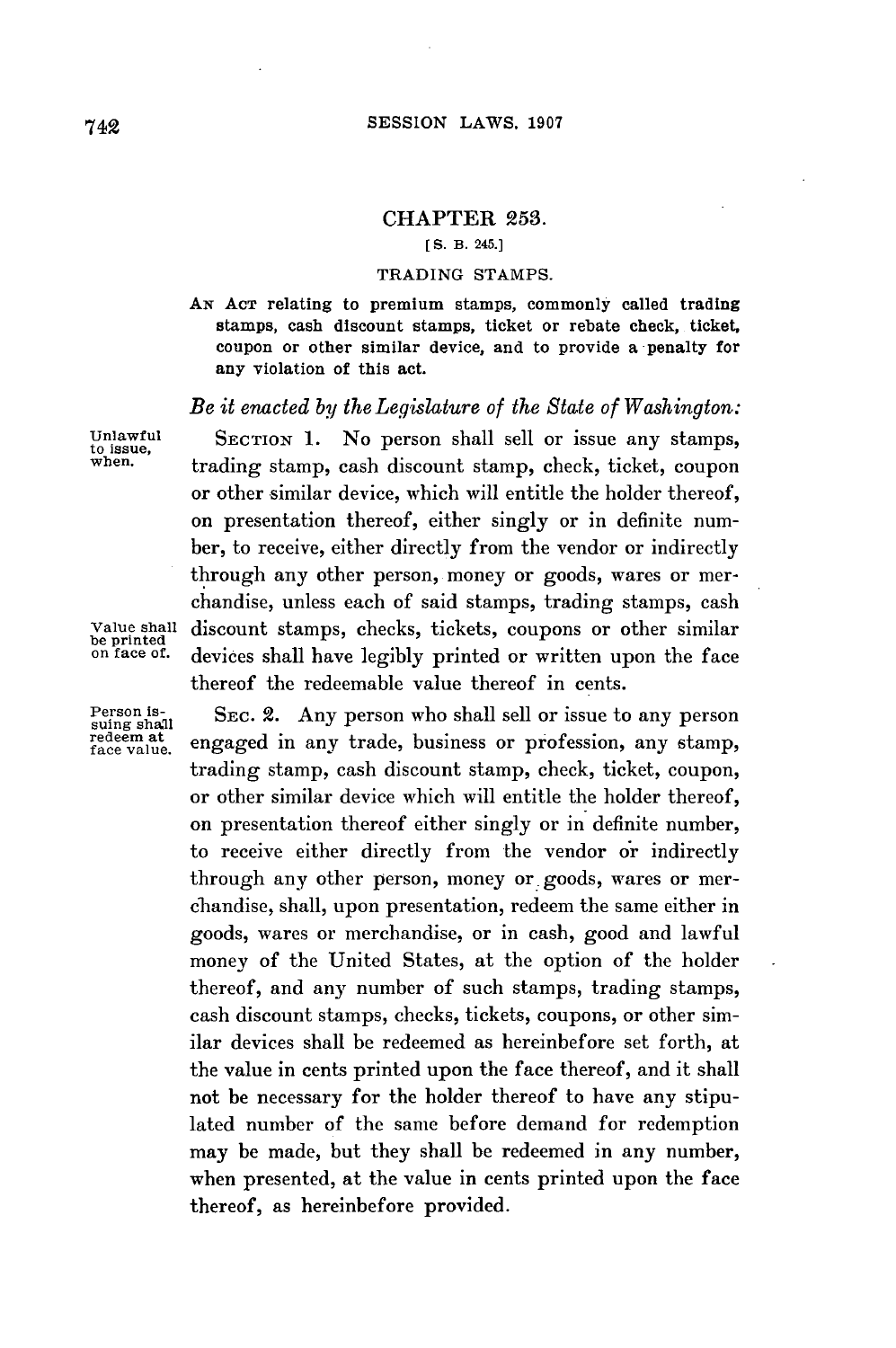# CHAPTER 253.

[S. B. 245.]

## TRADING STAMPS.

AN ACT relating to premium stamps, commonly called trading stamps, cash discount stamps, ticket or rebate check, ticket, coupon or other similar device, and to provide a penalty for any violation of this act.

*Be it enacted by the Legislature of the State of Washington:*

Unlawful to issue, when.

SECTION 1. No person shall sell or issue any stamps, trading stamp, cash discount stamp, check, ticket, coupon or other similar device, which will entitle the holder thereof, on presentation thereof, either singly or in definite number, to receive, either directly from the vendor or indirectly through any other person, money or goods, wares or merchandise, unless each of said stamps, trading stamps, cash discount stamps, checks, tickets, coupons or other similar devices shall have legibly printed or written upon the face thereof the redeemable value thereof in cents.

Value shall be printed on face of.

Person issuing shall redeem at face value.

SEC. 2. Any person who shall sell or issue to any person engaged in any trade, business or profession, any stamp, trading stamp, cash discount stamp, check, ticket, coupon, or other similar device which will entitle the holder thereof, on presentation thereof either singly or in definite number, to receive either directly from the vendor or indirectly through any other person, money or goods, wares or merchandise, shall, upon presentation, redeem the same either in goods, wares or merchandise, or in cash, good and lawful money of the United States, at the option of the holder thereof, and any number of such stamps, trading stamps, cash discount stamps, checks, tickets, coupons, or other similar devices shall be redeemed as hereinbefore set forth, at the value in cents printed upon the face thereof, and it shall not be necessary for the holder thereof to have any stipulated number of the same before demand for redemption may be made, but they shall be redeemed in any number, when presented, at the value in cents printed upon the face thereof, as hereinbefore provided.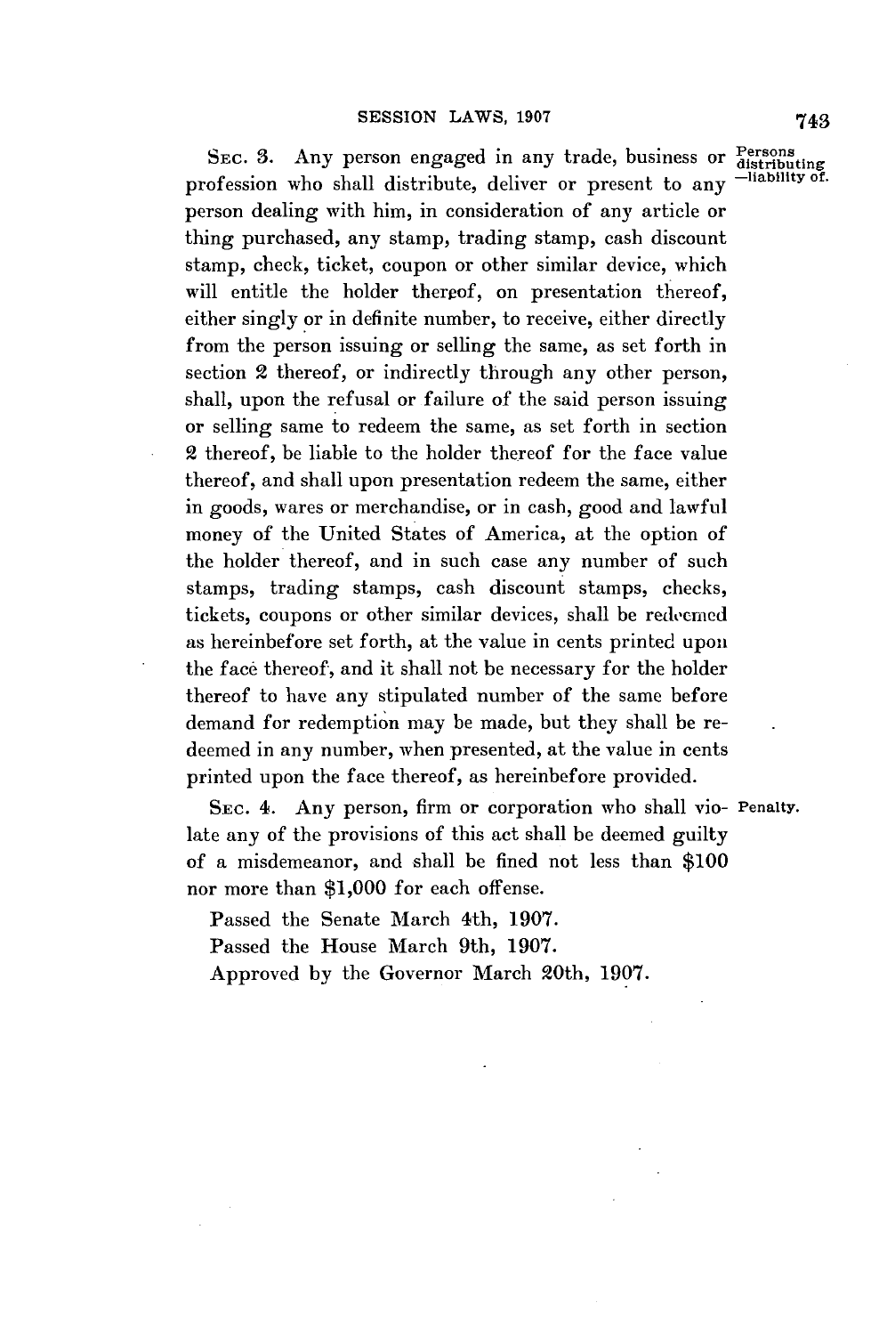SEC. 3. Any person engaged in any trade, business or profession who shall distribute, deliver or present to any person dealing with him, in consideration of any article or thing purchased, any stamp, trading stamp, cash discount stamp, check, ticket, coupon or other similar device, which will entitle the holder thereof, on presentation thereof, either singly or in definite number, to receive, either directly from the person issuing or selling the same, as set forth in section 2 thereof, or indirectly through any other person, shall, upon the refusal or failure of the said person issuing or selling same to redeem the same, as set forth in section 2 thereof, be liable to the holder thereof for the face value thereof, and shall upon presentation redeem the same, either in goods, wares or merchandise, or in cash, good and lawful money of the United States of America, at the option of the holder thereof, and in such case any number of such stamps, trading stamps, cash discount stamps, checks, tickets, coupons or other similar devices, shall be redeemed as hereinbefore set forth, at the value in cents printed upon the face thereof, and it shall not be necessary for the holder thereof to have any stipulated number of the same before demand for redemption may be made, but they shall be redeemed in any number, when presented, at the value in cents printed upon the face thereof, as hereinbefore provided.

Persons distributing—liability of.

SEC. 4. Any person, firm or corporation who shall violate any of the provisions of this act shall be deemed guilty of a misdemeanor, and shall be fined not less than $100 nor more than $1,000 for each offense.

Penalty.

Passed the Senate March 4th, 1907.

Passed the House March 9th, 1907.

Approved by the Governor March 20th, 1907.